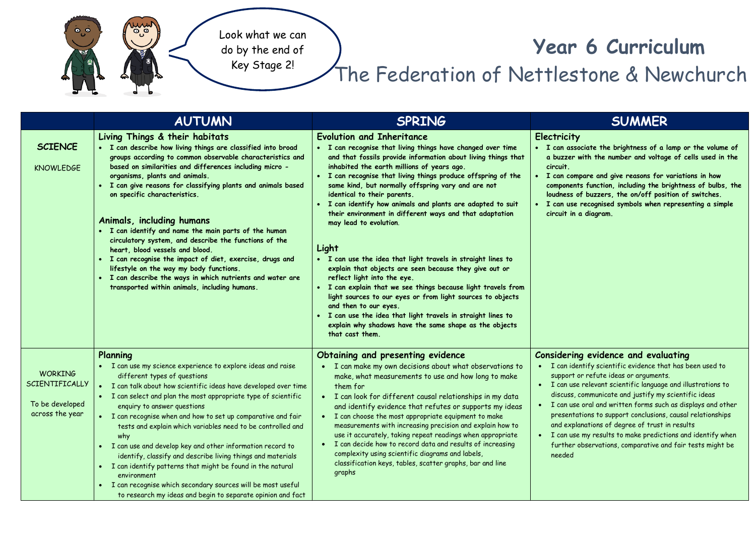Look what we can do by the end of Key Stage 2!

# Year 6 Curriculum

## The Federation of Nettlestone & Newchurch

| | AUTUMN | SPRING | SUMMER |
|---|---|---|---|
| **SCIENCE**<br><br>KNOWLEDGE | **Living Things & their habitats**<br>• I can describe how living things are classified into broad groups according to common observable characteristics and based on similarities and differences including micro - organisms, plants and animals.<br>• I can give reasons for classifying plants and animals based on specific characteristics.<br><br>**Animals, including humans**<br>• I can identify and name the main parts of the human circulatory system, and describe the functions of the heart, blood vessels and blood.<br>• I can recognise the impact of diet, exercise, drugs and lifestyle on the way my body functions.<br>• I can describe the ways in which nutrients and water are transported within animals, including humans. | **Evolution and Inheritance**<br>• I can recognise that living things have changed over time and that fossils provide information about living things that inhabited the earth millions of years ago.<br>• I can recognise that living things produce offspring of the same kind, but normally offspring vary and are not identical to their parents.<br>• I can identify how animals and plants are adapted to suit their environment in different ways and that adaptation may lead to evolution.<br><br>**Light**<br>• I can use the idea that light travels in straight lines to explain that objects are seen because they give out or reflect light into the eye.<br>• I can explain that we see things because light travels from light sources to our eyes or from light sources to objects and then to our eyes.<br>• I can use the idea that light travels in straight lines to explain why shadows have the same shape as the objects that cast them. | **Electricity**<br>• I can associate the brightness of a lamp or the volume of a buzzer with the number and voltage of cells used in the circuit.<br>• I can compare and give reasons for variations in how components function, including the brightness of bulbs, the loudness of buzzers, the on/off position of switches.<br>• I can use recognised symbols when representing a simple circuit in a diagram. |
| WORKING SCIENTIFICALLY<br><br>To be developed across the year | **Planning**<br>• I can use my science experience to explore ideas and raise different types of questions<br>• I can talk about how scientific ideas have developed over time<br>• I can select and plan the most appropriate type of scientific enquiry to answer questions<br>• I can recognise when and how to set up comparative and fair tests and explain which variables need to be controlled and why<br>• I can use and develop key and other information record to identify, classify and describe living things and materials<br>• I can identify patterns that might be found in the natural environment<br>• I can recognise which secondary sources will be most useful to research my ideas and begin to separate opinion and fact | **Obtaining and presenting evidence**<br>• I can make my own decisions about what observations to make, what measurements to use and how long to make them for<br>• I can look for different causal relationships in my data and identify evidence that refutes or supports my ideas<br>• I can choose the most appropriate equipment to make measurements with increasing precision and explain how to use it accurately, taking repeat readings when appropriate<br>• I can decide how to record data and results of increasing complexity using scientific diagrams and labels, classification keys, tables, scatter graphs, bar and line graphs | **Considering evidence and evaluating**<br>• I can identify scientific evidence that has been used to support or refute ideas or arguments.<br>• I can use relevant scientific language and illustrations to discuss, communicate and justify my scientific ideas<br>• I can use oral and written forms such as displays and other presentations to support conclusions, causal relationships and explanations of degree of trust in results<br>• I can use my results to make predictions and identify when further observations, comparative and fair tests might be needed |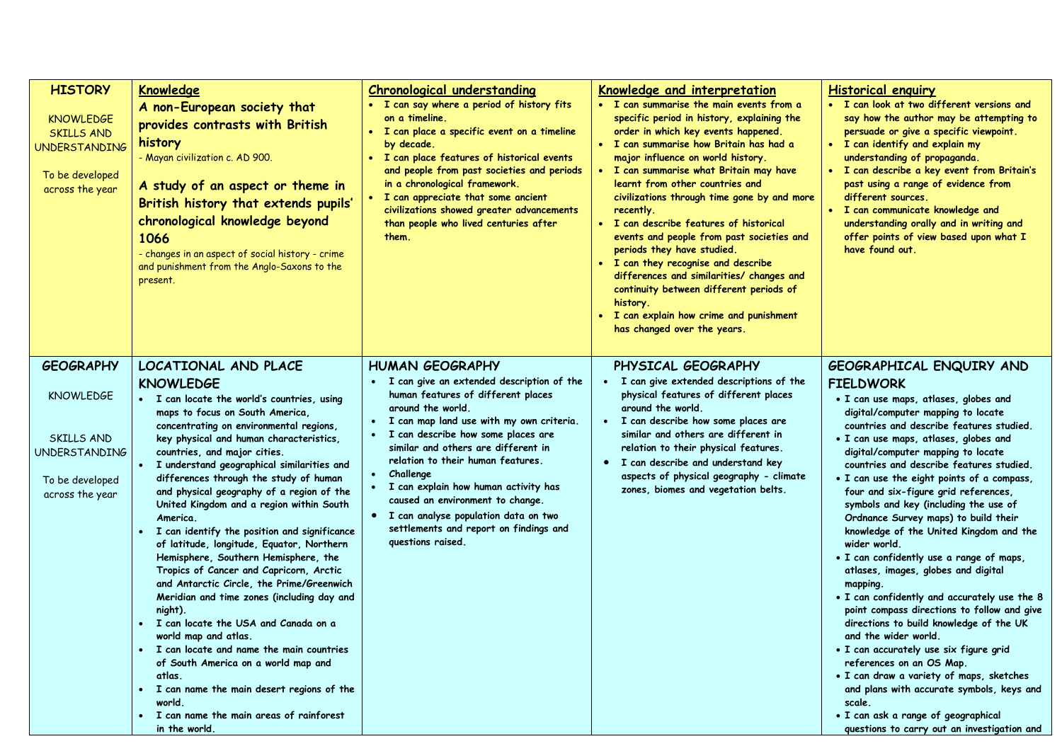| | | | | |
|---|---|---|---|---|
| **HISTORY**<br><br>KNOWLEDGE SKILLS AND UNDERSTANDING<br><br>To be developed across the year | **Knowledge**<br>**A non-European society that provides contrasts with British history**<br>- Mayan civilization c. AD 900.<br><br>**A study of an aspect or theme in British history that extends pupils' chronological knowledge beyond 1066**<br>- changes in an aspect of social history - crime and punishment from the Anglo-Saxons to the present. | **Chronological understanding**<br>• I can say where a period of history fits on a timeline.<br>• I can place a specific event on a timeline by decade.<br>• I can place features of historical events and people from past societies and periods in a chronological framework.<br>• I can appreciate that some ancient civilizations showed greater advancements than people who lived centuries after them. | **Knowledge and interpretation**<br>• I can summarise the main events from a specific period in history, explaining the order in which key events happened.<br>• I can summarise how Britain has had a major influence on world history.<br>• I can summarise what Britain may have learnt from other countries and civilizations through time gone by and more recently.<br>• I can describe features of historical events and people from past societies and periods they have studied.<br>• I can they recognise and describe differences and similarities/ changes and continuity between different periods of history.<br>• I can explain how crime and punishment has changed over the years. | **Historical enquiry**<br>• I can look at two different versions and say how the author may be attempting to persuade or give a specific viewpoint.<br>• I can identify and explain my understanding of propaganda.<br>• I can describe a key event from Britain's past using a range of evidence from different sources.<br>• I can communicate knowledge and understanding orally and in writing and offer points of view based upon what I have found out. |
| **GEOGRAPHY**<br><br>KNOWLEDGE<br><br>SKILLS AND UNDERSTANDING<br><br>To be developed across the year | **LOCATIONAL AND PLACE KNOWLEDGE**<br>• I can locate the world's countries, using maps to focus on South America, concentrating on environmental regions, key physical and human characteristics, countries, and major cities.<br>• I understand geographical similarities and differences through the study of human and physical geography of a region of the United Kingdom and a region within South America.<br>• I can identify the position and significance of latitude, longitude, Equator, Northern Hemisphere, Southern Hemisphere, the Tropics of Cancer and Capricorn, Arctic and Antarctic Circle, the Prime/Greenwich Meridian and time zones (including day and night).<br>• I can locate the USA and Canada on a world map and atlas.<br>• I can locate and name the main countries of South America on a world map and atlas.<br>• I can name the main desert regions of the world.<br>• I can name the main areas of rainforest in the world. | **HUMAN GEOGRAPHY**<br>• I can give an extended description of the human features of different places around the world.<br>• I can map land use with my own criteria.<br>• I can describe how some places are similar and others are different in relation to their human features.<br>• Challenge<br>• I can explain how human activity has caused an environment to change.<br>• I can analyse population data on two settlements and report on findings and questions raised. | **PHYSICAL GEOGRAPHY**<br>• I can give extended descriptions of the physical features of different places around the world.<br>• I can describe how some places are similar and others are different in relation to their physical features.<br>• I can describe and understand key aspects of physical geography - climate zones, biomes and vegetation belts. | **GEOGRAPHICAL ENQUIRY AND FIELDWORK**<br>• I can use maps, atlases, globes and digital/computer mapping to locate countries and describe features studied.<br>• I can use maps, atlases, globes and digital/computer mapping to locate countries and describe features studied.<br>• I can use the eight points of a compass, four and six-figure grid references, symbols and key (including the use of Ordnance Survey maps) to build their knowledge of the United Kingdom and the wider world.<br>• I can confidently use a range of maps, atlases, images, globes and digital mapping.<br>• I can confidently and accurately use the 8 point compass directions to follow and give directions to build knowledge of the UK and the wider world.<br>• I can accurately use six figure grid references on an OS Map.<br>• I can draw a variety of maps, sketches and plans with accurate symbols, keys and scale.<br>• I can ask a range of geographical questions to carry out an investigation and |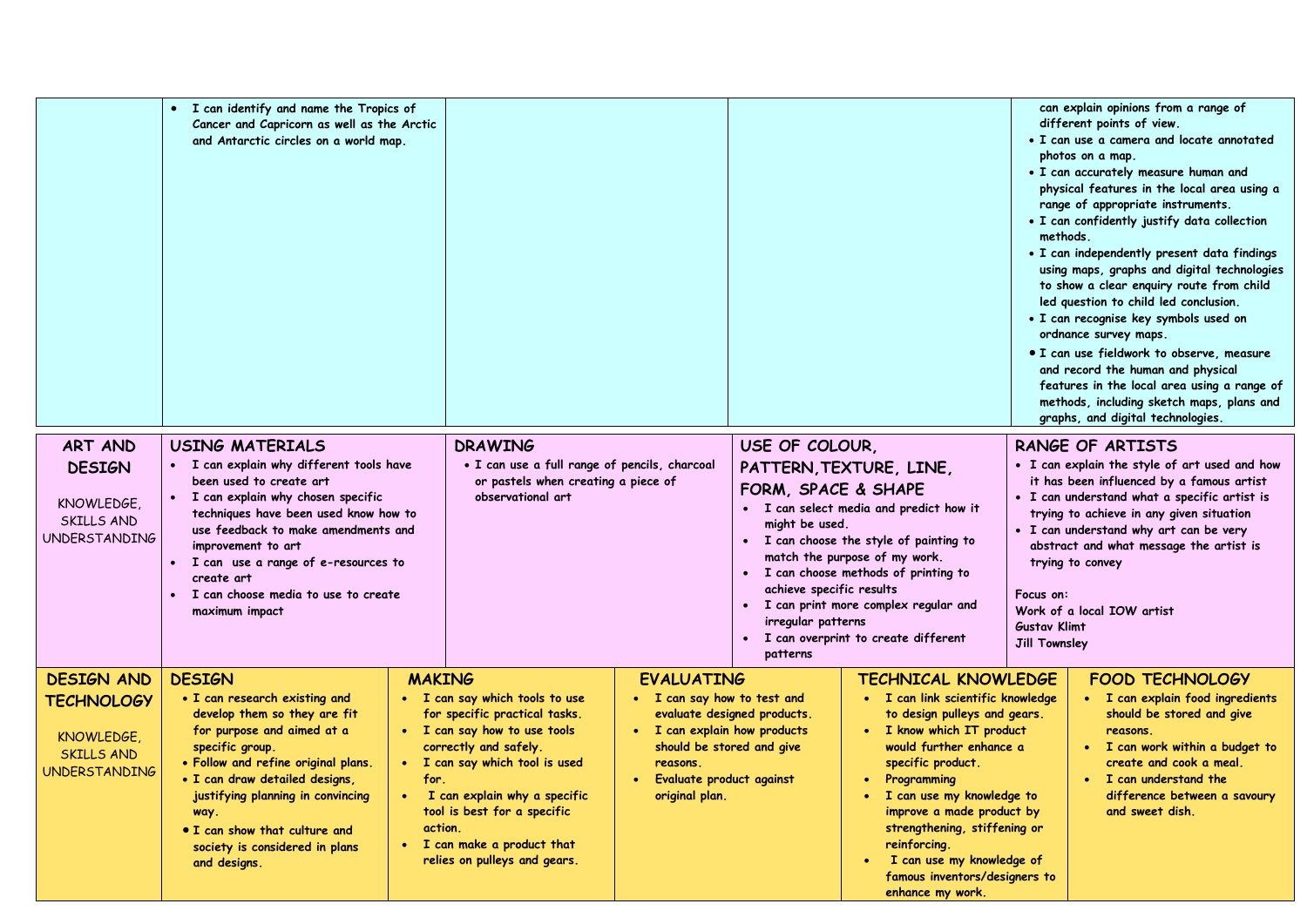| | | | | |
|---|---|---|---|---|
| | • I can identify and name the Tropics of Cancer and Capricorn as well as the Arctic and Antarctic circles on a world map. | | | can explain opinions from a range of different points of view.<br>• I can use a camera and locate annotated photos on a map.<br>• I can accurately measure human and physical features in the local area using a range of appropriate instruments.<br>• I can confidently justify data collection methods.<br>• I can independently present data findings using maps, graphs and digital technologies to show a clear enquiry route from child led question to child led conclusion.<br>• I can recognise key symbols used on ordnance survey maps.<br>• I can use fieldwork to observe, measure and record the human and physical features in the local area using a range of methods, including sketch maps, plans and graphs, and digital technologies. |

| ART AND DESIGN<br><br>KNOWLEDGE, SKILLS AND UNDERSTANDING | USING MATERIALS | DRAWING | USE OF COLOUR, PATTERN,TEXTURE, LINE, FORM, SPACE & SHAPE | RANGE OF ARTISTS |
|---|---|---|---|---|
| | • I can explain why different tools have been used to create art<br>• I can explain why chosen specific techniques have been used know how to use feedback to make amendments and improvement to art<br>• I can use a range of e-resources to create art<br>• I can choose media to use to create maximum impact | • I can use a full range of pencils, charcoal or pastels when creating a piece of observational art | • I can select media and predict how it might be used.<br>• I can choose the style of painting to match the purpose of my work.<br>• I can choose methods of printing to achieve specific results<br>• I can print more complex regular and irregular patterns<br>• I can overprint to create different patterns | • I can explain the style of art used and how it has been influenced by a famous artist<br>• I can understand what a specific artist is trying to achieve in any given situation<br>• I can understand why art can be very abstract and what message the artist is trying to convey<br><br>Focus on:<br>Work of a local IOW artist<br>Gustav Klimt<br>Jill Townsley |

| DESIGN AND TECHNOLOGY<br><br>KNOWLEDGE, SKILLS AND UNDERSTANDING | DESIGN | MAKING | EVALUATING | TECHNICAL KNOWLEDGE | FOOD TECHNOLOGY |
|---|---|---|---|---|---|
| | • I can research existing and develop them so they are fit for purpose and aimed at a specific group.<br>• Follow and refine original plans.<br>• I can draw detailed designs, justifying planning in convincing way.<br>• I can show that culture and society is considered in plans and designs. | • I can say which tools to use for specific practical tasks.<br>• I can say how to use tools correctly and safely.<br>• I can say which tool is used for.<br>• I can explain why a specific tool is best for a specific action.<br>• I can make a product that relies on pulleys and gears. | • I can say how to test and evaluate designed products.<br>• I can explain how products should be stored and give reasons.<br>• Evaluate product against original plan. | • I can link scientific knowledge to design pulleys and gears.<br>• I know which IT product would further enhance a specific product.<br>• Programming<br>• I can use my knowledge to improve a made product by strengthening, stiffening or reinforcing.<br>• I can use my knowledge of famous inventors/designers to enhance my work. | • I can explain food ingredients should be stored and give reasons.<br>• I can work within a budget to create and cook a meal.<br>• I can understand the difference between a savoury and sweet dish. |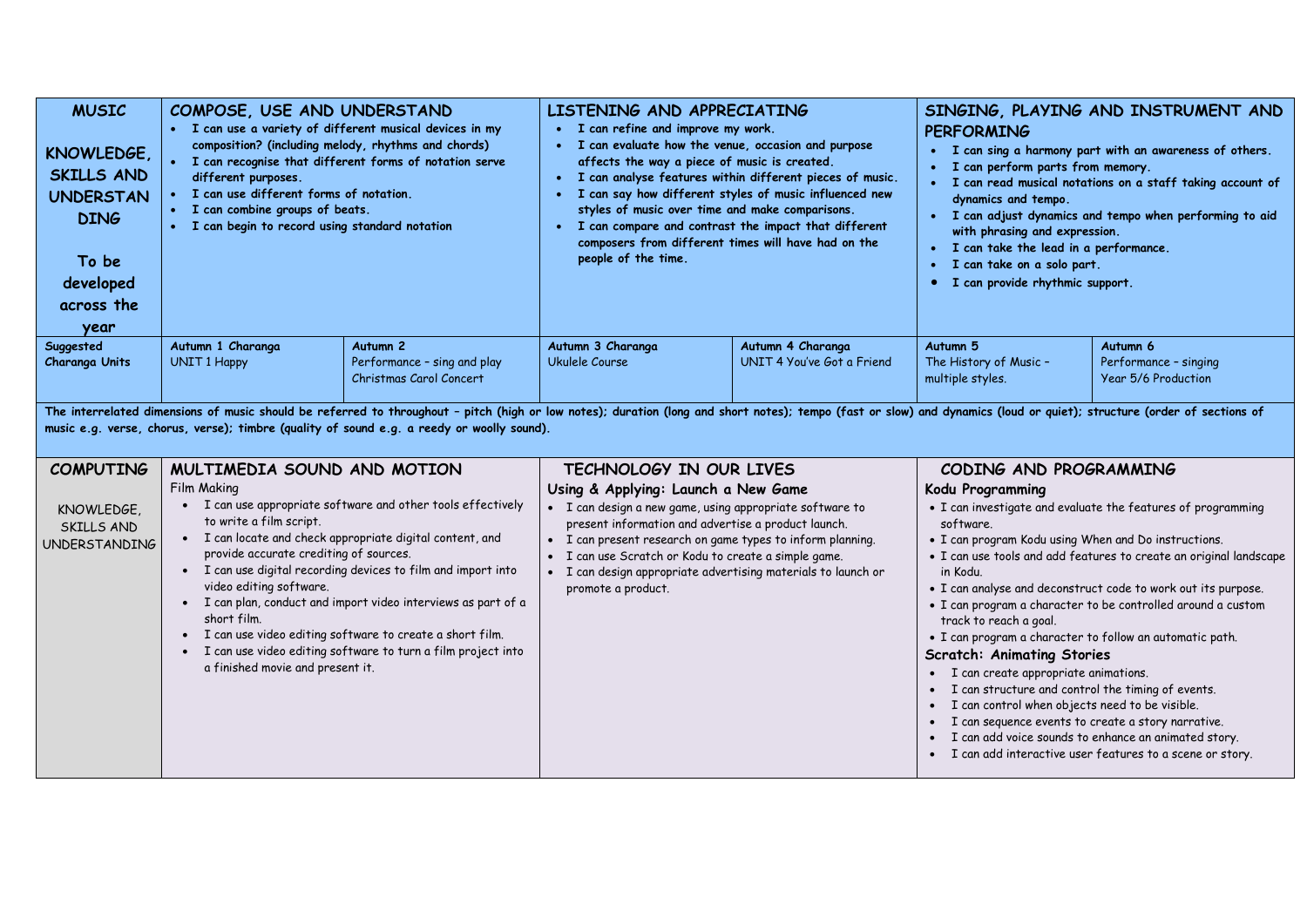| MUSIC<br><br>KNOWLEDGE, SKILLS AND UNDERSTANDING<br><br>To be developed across the year | COMPOSE, USE AND UNDERSTAND<br>• I can use a variety of different musical devices in my composition? (including melody, rhythms and chords)<br>• I can recognise that different forms of notation serve different purposes.<br>• I can use different forms of notation.<br>• I can combine groups of beats.<br>• I can begin to record using standard notation | | LISTENING AND APPRECIATING<br>• I can refine and improve my work.<br>• I can evaluate how the venue, occasion and purpose affects the way a piece of music is created.<br>• I can analyse features within different pieces of music.<br>• I can say how different styles of music influenced new styles of music over time and make comparisons.<br>• I can compare and contrast the impact that different composers from different times will have had on the people of the time. | | SINGING, PLAYING AND INSTRUMENT AND PERFORMING<br>• I can sing a harmony part with an awareness of others.<br>• I can perform parts from memory.<br>• I can read musical notations on a staff taking account of dynamics and tempo.<br>• I can adjust dynamics and tempo when performing to aid with phrasing and expression.<br>• I can take the lead in a performance.<br>• I can take on a solo part.<br>• I can provide rhythmic support. | |
|---|---|---|---|---|---|---|
| **Suggested Charanga Units** | **Autumn 1 Charanga**<br>UNIT 1 Happy | **Autumn 2**<br>Performance – sing and play Christmas Carol Concert | **Autumn 3 Charanga**<br>Ukulele Course | **Autumn 4 Charanga**<br>UNIT 4 You've Got a Friend | **Autumn 5**<br>The History of Music – multiple styles. | **Autumn 6**<br>Performance – singing Year 5/6 Production |

**The interrelated dimensions of music should be referred to throughout – pitch (high or low notes); duration (long and short notes); tempo (fast or slow) and dynamics (loud or quiet); structure (order of sections of music e.g. verse, chorus, verse); timbre (quality of sound e.g. a reedy or woolly sound).**

| COMPUTING<br><br>KNOWLEDGE, SKILLS AND UNDERSTANDING | MULTIMEDIA SOUND AND MOTION | TECHNOLOGY IN OUR LIVES | CODING AND PROGRAMMING |
|---|---|---|---|
| | Film Making<br>• I can use appropriate software and other tools effectively to write a film script.<br>• I can locate and check appropriate digital content, and provide accurate crediting of sources.<br>• I can use digital recording devices to film and import into video editing software.<br>• I can plan, conduct and import video interviews as part of a short film.<br>• I can use video editing software to create a short film.<br>• I can use video editing software to turn a film project into a finished movie and present it. | **Using & Applying: Launch a New Game**<br>• I can design a new game, using appropriate software to present information and advertise a product launch.<br>• I can present research on game types to inform planning.<br>• I can use Scratch or Kodu to create a simple game.<br>• I can design appropriate advertising materials to launch or promote a product. | **Kodu Programming**<br>• I can investigate and evaluate the features of programming software.<br>• I can program Kodu using When and Do instructions.<br>• I can use tools and add features to create an original landscape in Kodu.<br>• I can analyse and deconstruct code to work out its purpose.<br>• I can program a character to be controlled around a custom track to reach a goal.<br>• I can program a character to follow an automatic path.<br>**Scratch: Animating Stories**<br>• I can create appropriate animations.<br>• I can structure and control the timing of events.<br>• I can control when objects need to be visible.<br>• I can sequence events to create a story narrative.<br>• I can add voice sounds to enhance an animated story.<br>• I can add interactive user features to a scene or story. |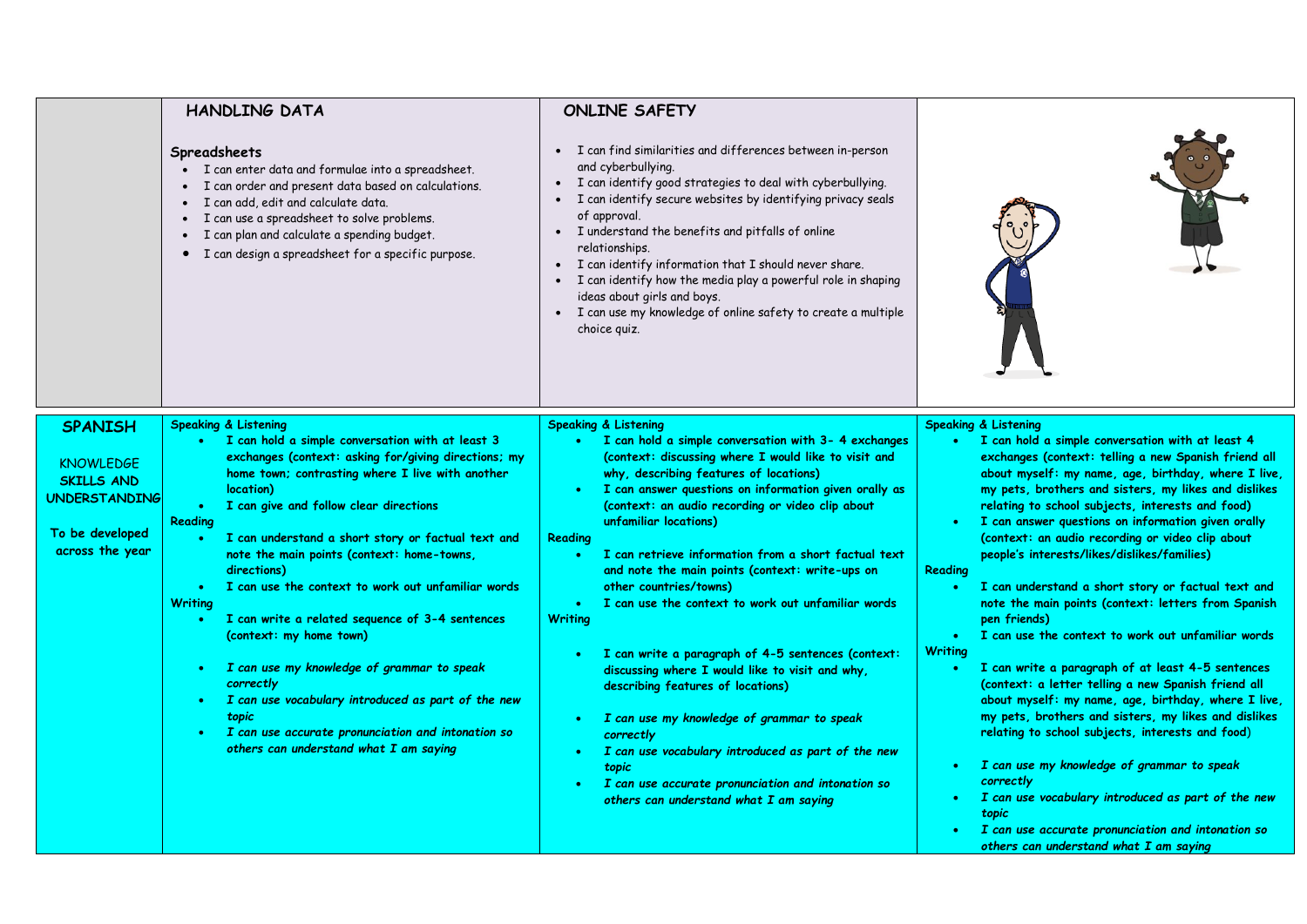| | HANDLING DATA | ONLINE SAFETY | |
|---|---|---|---|
| | **Spreadsheets**<br>• I can enter data and formulae into a spreadsheet.<br>• I can order and present data based on calculations.<br>• I can add, edit and calculate data.<br>• I can use a spreadsheet to solve problems.<br>• I can plan and calculate a spending budget.<br>• I can design a spreadsheet for a specific purpose. | • I can find similarities and differences between in-person and cyberbullying.<br>• I can identify good strategies to deal with cyberbullying.<br>• I can identify secure websites by identifying privacy seals of approval.<br>• I understand the benefits and pitfalls of online relationships.<br>• I can identify information that I should never share.<br>• I can identify how the media play a powerful role in shaping ideas about girls and boys.<br>• I can use my knowledge of online safety to create a multiple choice quiz. | |
| **SPANISH**<br><br>KNOWLEDGE SKILLS AND UNDERSTANDING<br><br>To be developed across the year | Speaking & Listening<br>• I can hold a simple conversation with at least 3 exchanges (context: asking for/giving directions; my home town; contrasting where I live with another location)<br>• I can give and follow clear directions<br>Reading<br>• I can understand a short story or factual text and note the main points (context: home-towns, directions)<br>• I can use the context to work out unfamiliar words<br>Writing<br>• I can write a related sequence of 3-4 sentences (context: my home town)<br>• *I can use my knowledge of grammar to speak correctly*<br>• *I can use vocabulary introduced as part of the new topic*<br>• *I can use accurate pronunciation and intonation so others can understand what I am saying* | Speaking & Listening<br>• I can hold a simple conversation with 3- 4 exchanges (context: discussing where I would like to visit and why, describing features of locations)<br>• I can answer questions on information given orally as (context: an audio recording or video clip about unfamiliar locations)<br>Reading<br>• I can retrieve information from a short factual text and note the main points (context: write-ups on other countries/towns)<br>• I can use the context to work out unfamiliar words<br>Writing<br>• I can write a paragraph of 4-5 sentences (context: discussing where I would like to visit and why, describing features of locations)<br>• *I can use my knowledge of grammar to speak correctly*<br>• *I can use vocabulary introduced as part of the new topic*<br>• *I can use accurate pronunciation and intonation so others can understand what I am saying* | Speaking & Listening<br>• I can hold a simple conversation with at least 4 exchanges (context: telling a new Spanish friend all about myself: my name, age, birthday, where I live, my pets, brothers and sisters, my likes and dislikes relating to school subjects, interests and food)<br>• I can answer questions on information given orally (context: an audio recording or video clip about people's interests/likes/dislikes/families)<br>Reading<br>• I can understand a short story or factual text and note the main points (context: letters from Spanish pen friends)<br>• I can use the context to work out unfamiliar words<br>Writing<br>• I can write a paragraph of at least 4-5 sentences (context: a letter telling a new Spanish friend all about myself: my name, age, birthday, where I live, my pets, brothers and sisters, my likes and dislikes relating to school subjects, interests and food)<br>• *I can use my knowledge of grammar to speak correctly*<br>• *I can use vocabulary introduced as part of the new topic*<br>• *I can use accurate pronunciation and intonation so others can understand what I am saying* |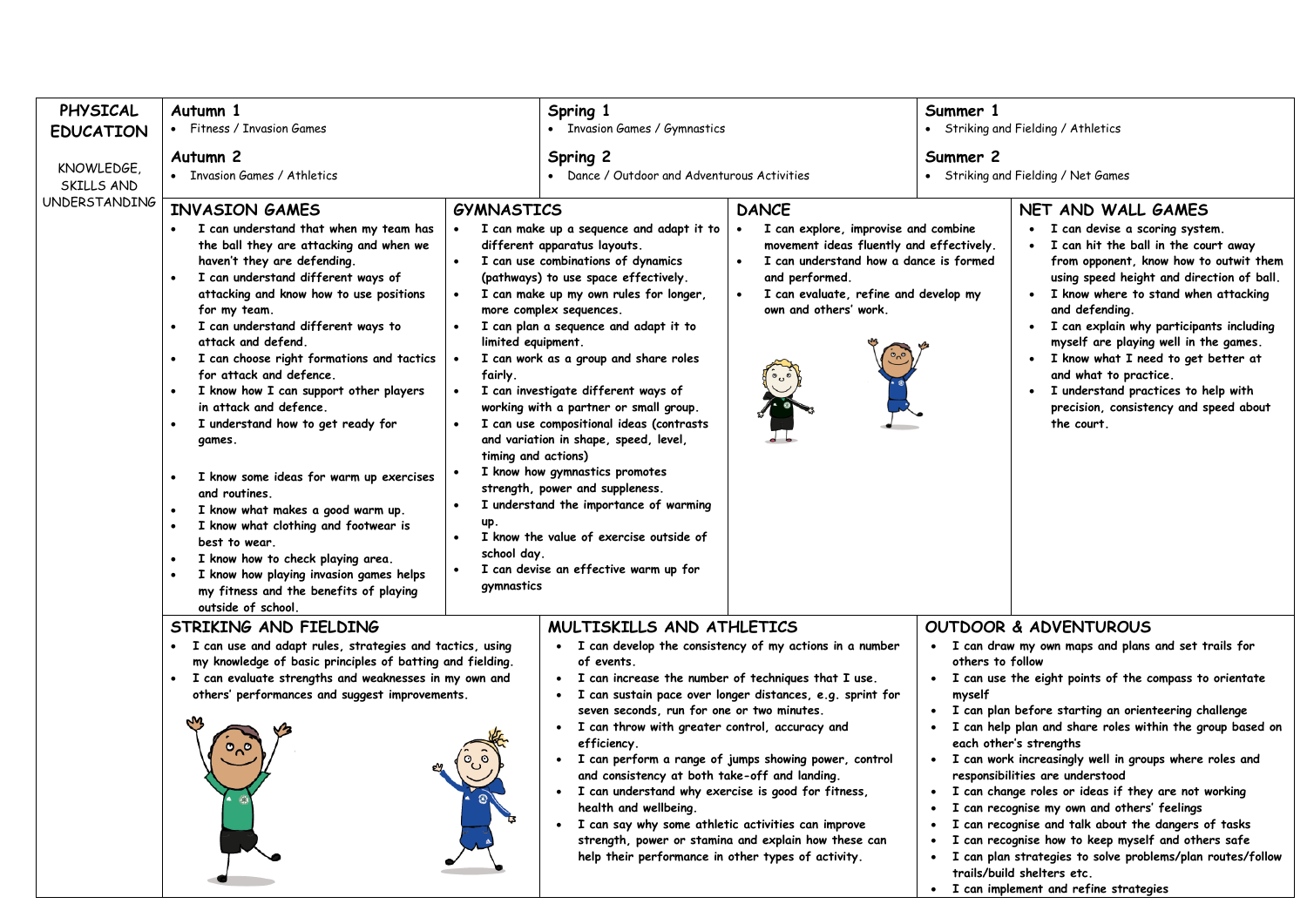# PHYSICAL EDUCATION

KNOWLEDGE, SKILLS AND UNDERSTANDING

| Autumn 1 | Spring 1 | Summer 1 |
|---|---|---|
| Fitness / Invasion Games | Invasion Games / Gymnastics | Striking and Fielding / Athletics |
| **Autumn 2** | **Spring 2** | **Summer 2** |
| Invasion Games / Athletics | Dance / Outdoor and Adventurous Activities | Striking and Fielding / Net Games |

## INVASION GAMES

- I can understand that when my team has the ball they are attacking and when we haven't they are defending.
- I can understand different ways of attacking and know how to use positions for my team.
- I can understand different ways to attack and defend.
- I can choose right formations and tactics for attack and defence.
- I know how I can support other players in attack and defence.
- I understand how to get ready for games.
- I know some ideas for warm up exercises and routines.
- I know what makes a good warm up.
- I know what clothing and footwear is best to wear.
- I know how to check playing area.
- I know how playing invasion games helps my fitness and the benefits of playing outside of school.

## GYMNASTICS

- I can make up a sequence and adapt it to different apparatus layouts.
- I can use combinations of dynamics (pathways) to use space effectively.
- I can make up my own rules for longer, more complex sequences.
- I can plan a sequence and adapt it to limited equipment.
- I can work as a group and share roles fairly.
- I can investigate different ways of working with a partner or small group.
- I can use compositional ideas (contrasts and variation in shape, speed, level, timing and actions)
- I know how gymnastics promotes strength, power and suppleness.
- I understand the importance of warming up.
- I know the value of exercise outside of school day.
- I can devise an effective warm up for gymnastics

## DANCE

- I can explore, improvise and combine movement ideas fluently and effectively.
- I can understand how a dance is formed and performed.
- I can evaluate, refine and develop my own and others' work.

## NET AND WALL GAMES

- I can devise a scoring system.
- I can hit the ball in the court away from opponent, know how to outwit them using speed height and direction of ball.
- I know where to stand when attacking and defending.
- I can explain why participants including myself are playing well in the games.
- I know what I need to get better at and what to practice.
- I understand practices to help with precision, consistency and speed about the court.

## STRIKING AND FIELDING

- I can use and adapt rules, strategies and tactics, using my knowledge of basic principles of batting and fielding.
- I can evaluate strengths and weaknesses in my own and others' performances and suggest improvements.

## MULTISKILLS AND ATHLETICS

- I can develop the consistency of my actions in a number of events.
- I can increase the number of techniques that I use.
- I can sustain pace over longer distances, e.g. sprint for seven seconds, run for one or two minutes.
- I can throw with greater control, accuracy and efficiency.
- I can perform a range of jumps showing power, control and consistency at both take-off and landing.
- I can understand why exercise is good for fitness, health and wellbeing.
- I can say why some athletic activities can improve strength, power or stamina and explain how these can help their performance in other types of activity.

## OUTDOOR & ADVENTUROUS

- I can draw my own maps and plans and set trails for others to follow
- I can use the eight points of the compass to orientate myself
- I can plan before starting an orienteering challenge
- I can help plan and share roles within the group based on each other's strengths
- I can work increasingly well in groups where roles and responsibilities are understood
- I can change roles or ideas if they are not working
- I can recognise my own and others' feelings
- I can recognise and talk about the dangers of tasks
- I can recognise how to keep myself and others safe
- I can plan strategies to solve problems/plan routes/follow trails/build shelters etc.
- I can implement and refine strategies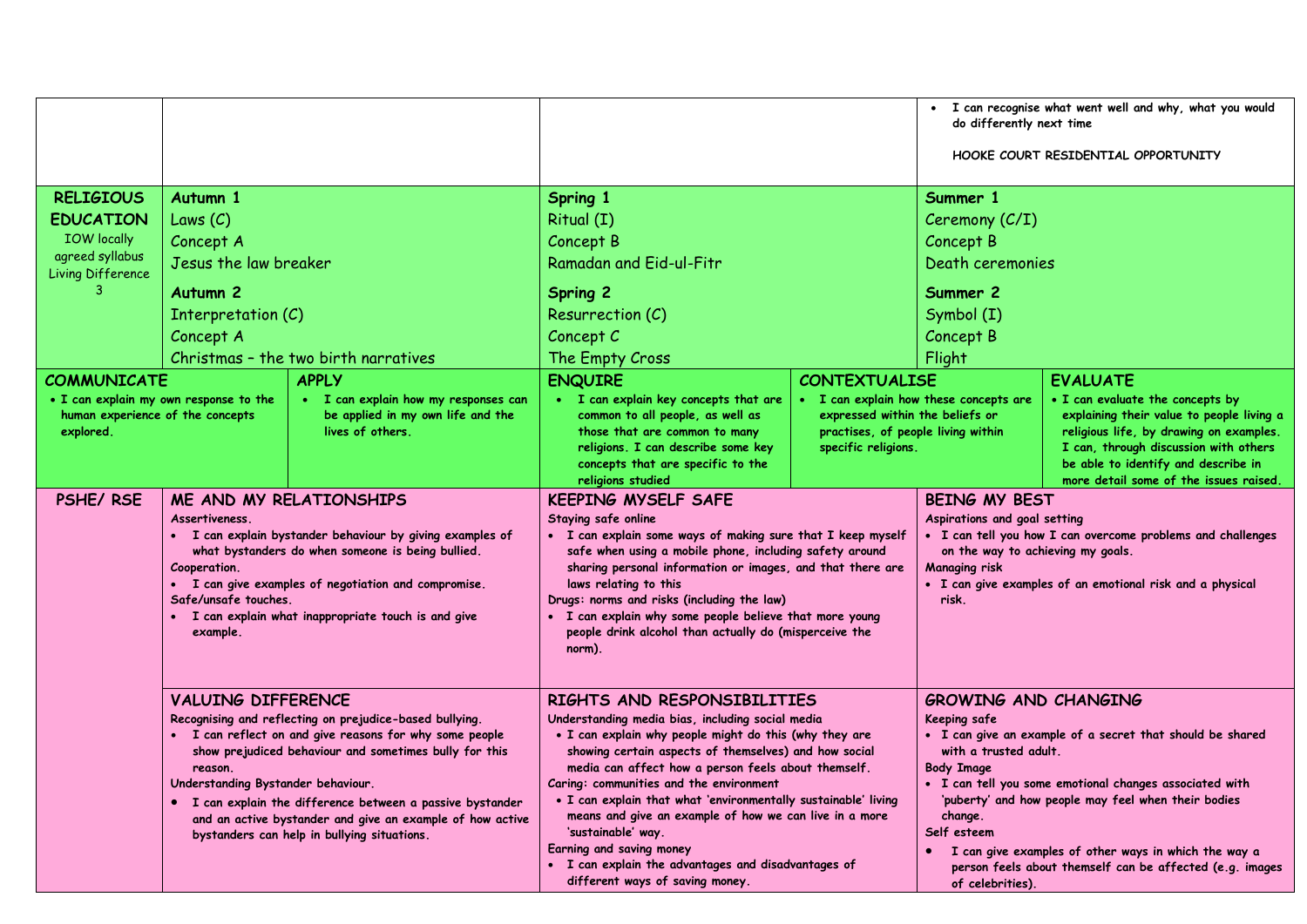| | | | |
|---|---|---|---|
| | | | • I can recognise what went well and why, what you would do differently next time<br><br>HOOKE COURT RESIDENTIAL OPPORTUNITY |
| **RELIGIOUS EDUCATION**<br>IOW locally agreed syllabus Living Difference 3 | **Autumn 1**<br>Laws (C)<br>Concept A<br>Jesus the law breaker<br>**Autumn 2**<br>Interpretation (C)<br>Concept A<br>Christmas – the two birth narratives | **Spring 1**<br>Ritual (I)<br>Concept B<br>Ramadan and Eid-ul-Fitr<br>**Spring 2**<br>Resurrection (C)<br>Concept C<br>The Empty Cross | **Summer 1**<br>Ceremony (C/I)<br>Concept B<br>Death ceremonies<br>**Summer 2**<br>Symbol (I)<br>Concept B<br>Flight |

| | | | | |
|---|---|---|---|---|
| **COMMUNICATE**<br>• I can explain my own response to the human experience of the concepts explored. | **APPLY**<br>• I can explain how my responses can be applied in my own life and the lives of others. | **ENQUIRE**<br>• I can explain key concepts that are common to all people, as well as those that are common to many religions. I can describe some key concepts that are specific to the religions studied | **CONTEXTUALISE**<br>• I can explain how these concepts are expressed within the beliefs or practises, of people living within specific religions. | **EVALUATE**<br>• I can evaluate the concepts by explaining their value to people living a religious life, by drawing on examples. I can, through discussion with others be able to identify and describe in more detail some of the issues raised. |

| | | | |
|---|---|---|---|
| **PSHE/ RSE** | **ME AND MY RELATIONSHIPS**<br>**Assertiveness.**<br>• I can explain bystander behaviour by giving examples of what bystanders do when someone is being bullied.<br>**Cooperation.**<br>• I can give examples of negotiation and compromise.<br>**Safe/unsafe touches.**<br>• I can explain what inappropriate touch is and give example. | **KEEPING MYSELF SAFE**<br>**Staying safe online**<br>• I can explain some ways of making sure that I keep myself safe when using a mobile phone, including safety around sharing personal information or images, and that there are laws relating to this<br>**Drugs: norms and risks (including the law)**<br>• I can explain why some people believe that more young people drink alcohol than actually do (misperceive the norm). | **BEING MY BEST**<br>**Aspirations and goal setting**<br>• I can tell you how I can overcome problems and challenges on the way to achieving my goals.<br>**Managing risk**<br>• I can give examples of an emotional risk and a physical risk. |
| | **VALUING DIFFERENCE**<br>**Recognising and reflecting on prejudice-based bullying.**<br>• I can reflect on and give reasons for why some people show prejudiced behaviour and sometimes bully for this reason.<br>**Understanding Bystander behaviour.**<br>• I can explain the difference between a passive bystander and an active bystander and give an example of how active bystanders can help in bullying situations. | **RIGHTS AND RESPONSIBILITIES**<br>**Understanding media bias, including social media**<br>• I can explain why people might do this (why they are showing certain aspects of themselves) and how social media can affect how a person feels about themself.<br>**Caring: communities and the environment**<br>• I can explain that what 'environmentally sustainable' living means and give an example of how we can live in a more 'sustainable' way.<br>**Earning and saving money**<br>• I can explain the advantages and disadvantages of different ways of saving money. | **GROWING AND CHANGING**<br>**Keeping safe**<br>• I can give an example of a secret that should be shared with a trusted adult.<br>**Body Image**<br>• I can tell you some emotional changes associated with 'puberty' and how people may feel when their bodies change.<br>**Self esteem**<br>• I can give examples of other ways in which the way a person feels about themself can be affected (e.g. images of celebrities). |